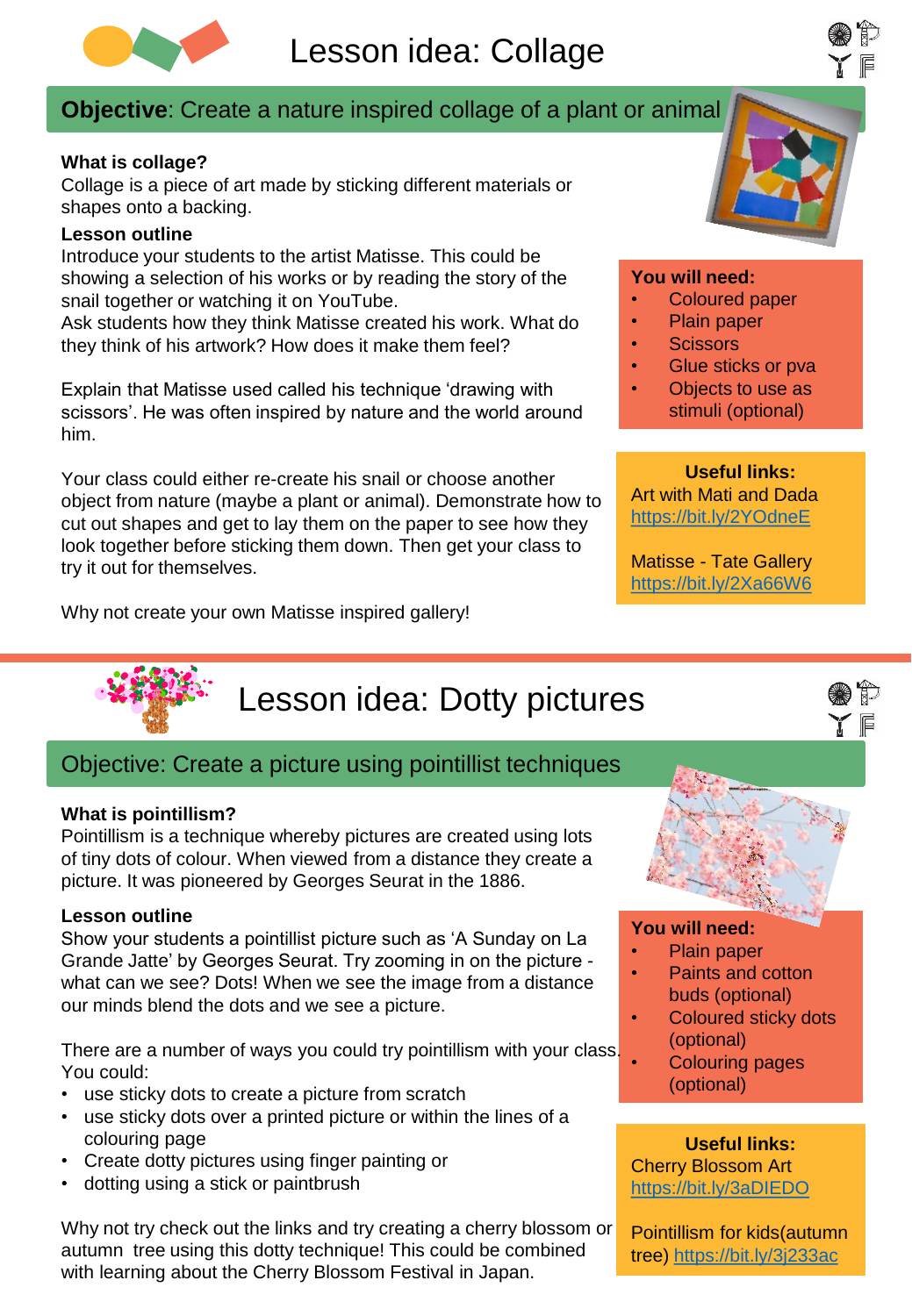# Lesson idea: Collage

## **Objective**: Create a nature inspired collage of a plant or animal

**What is collage?**
Collage is a piece of art made by sticking different materials or shapes onto a backing.

**Lesson outline**
Introduce your students to the artist Matisse. This could be showing a selection of his works or by reading the story of the snail together or watching it on YouTube.
Ask students how they think Matisse created his work. What do they think of his artwork? How does it make them feel?

Explain that Matisse used called his technique 'drawing with scissors'. He was often inspired by nature and the world around him.

Your class could either re-create his snail or choose another object from nature (maybe a plant or animal). Demonstrate how to cut out shapes and get to lay them on the paper to see how they look together before sticking them down. Then get your class to try it out for themselves.

Why not create your own Matisse inspired gallery!

**You will need:**
- Coloured paper
- Plain paper
- Scissors
- Glue sticks or pva
- Objects to use as stimuli (optional)

**Useful links:**
Art with Mati and Dada
https://bit.ly/2YOdneE

Matisse - Tate Gallery
https://bit.ly/2Xa66W6

# Lesson idea: Dotty pictures

## Objective: Create a picture using pointillist techniques

**What is pointillism?**
Pointillism is a technique whereby pictures are created using lots of tiny dots of colour. When viewed from a distance they create a picture. It was pioneered by Georges Seurat in the 1886.

**Lesson outline**
Show your students a pointillist picture such as 'A Sunday on La Grande Jatte' by Georges Seurat. Try zooming in on the picture - what can we see? Dots! When we see the image from a distance our minds blend the dots and we see a picture.

There are a number of ways you could try pointillism with your class. You could:
- use sticky dots to create a picture from scratch
- use sticky dots over a printed picture or within the lines of a colouring page
- Create dotty pictures using finger painting or
- dotting using a stick or paintbrush

Why not try check out the links and try creating a cherry blossom or autumn tree using this dotty technique! This could be combined with learning about the Cherry Blossom Festival in Japan.

**You will need:**
- Plain paper
- Paints and cotton buds (optional)
- Coloured sticky dots (optional)
- Colouring pages (optional)

**Useful links:**
Cherry Blossom Art
https://bit.ly/3aDIEDO

Pointillism for kids(autumn tree) https://bit.ly/3j233ac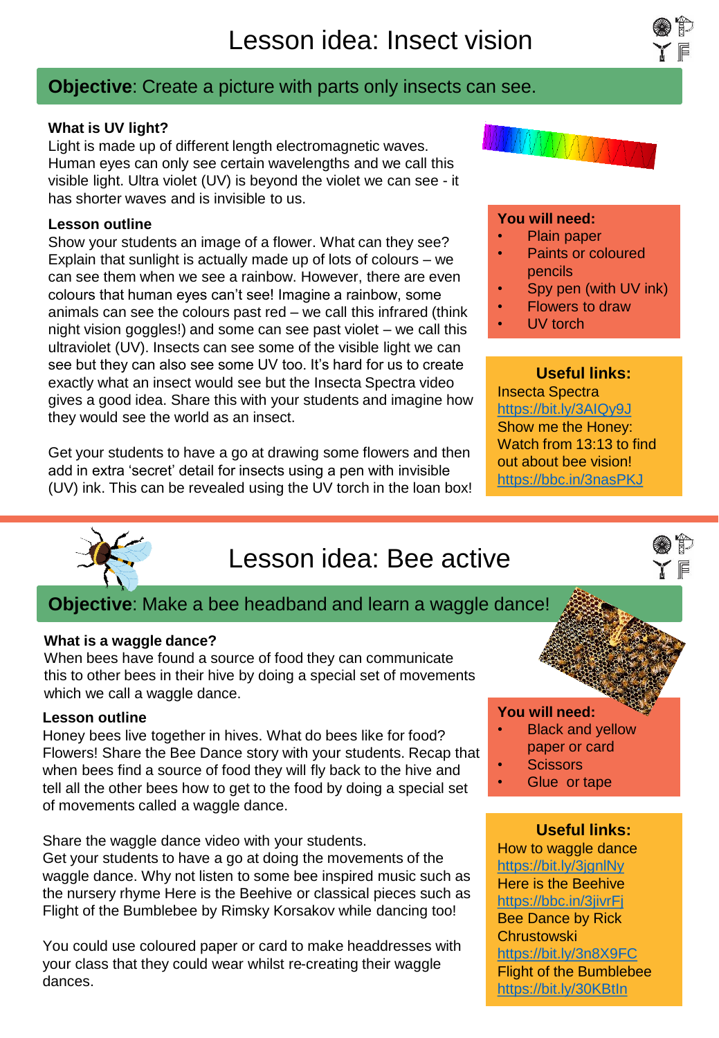# Lesson idea: Insect vision

**Objective**: Create a picture with parts only insects can see.

### What is UV light?

Light is made up of different length electromagnetic waves. Human eyes can only see certain wavelengths and we call this visible light. Ultra violet (UV) is beyond the violet we can see - it has shorter waves and is invisible to us.

### Lesson outline

Show your students an image of a flower. What can they see? Explain that sunlight is actually made up of lots of colours – we can see them when we see a rainbow. However, there are even colours that human eyes can't see! Imagine a rainbow, some animals can see the colours past red – we call this infrared (think night vision goggles!) and some can see past violet – we call this ultraviolet (UV). Insects can see some of the visible light we can see but they can also see some UV too. It's hard for us to create exactly what an insect would see but the Insecta Spectra video gives a good idea. Share this with your students and imagine how they would see the world as an insect.

Get your students to have a go at drawing some flowers and then add in extra 'secret' detail for insects using a pen with invisible (UV) ink. This can be revealed using the UV torch in the loan box!

**You will need:**

- Plain paper
- Paints or coloured pencils
- Spy pen (with UV ink)
- Flowers to draw
- UV torch

**Useful links:**

Insecta Spectra
https://bit.ly/3AIQy9J

Show me the Honey: Watch from 13:13 to find out about bee vision!
https://bbc.in/3nasPKJ

# Lesson idea: Bee active

**Objective**: Make a bee headband and learn a waggle dance!

### What is a waggle dance?

When bees have found a source of food they can communicate this to other bees in their hive by doing a special set of movements which we call a waggle dance.

### Lesson outline

Honey bees live together in hives. What do bees like for food? Flowers! Share the Bee Dance story with your students. Recap that when bees find a source of food they will fly back to the hive and tell all the other bees how to get to the food by doing a special set of movements called a waggle dance.

Share the waggle dance video with your students.
Get your students to have a go at doing the movements of the waggle dance. Why not listen to some bee inspired music such as the nursery rhyme Here is the Beehive or classical pieces such as Flight of the Bumblebee by Rimsky Korsakov while dancing too!

You could use coloured paper or card to make headdresses with your class that they could wear whilst re-creating their waggle dances.

**You will need:**

- Black and yellow paper or card
- Scissors
- Glue or tape

**Useful links:**

How to waggle dance
https://bit.ly/3jgnlNy

Here is the Beehive
https://bbc.in/3jivrFj

Bee Dance by Rick Chrustowski
https://bit.ly/3n8X9FC

Flight of the Bumblebee
https://bit.ly/30KBtIn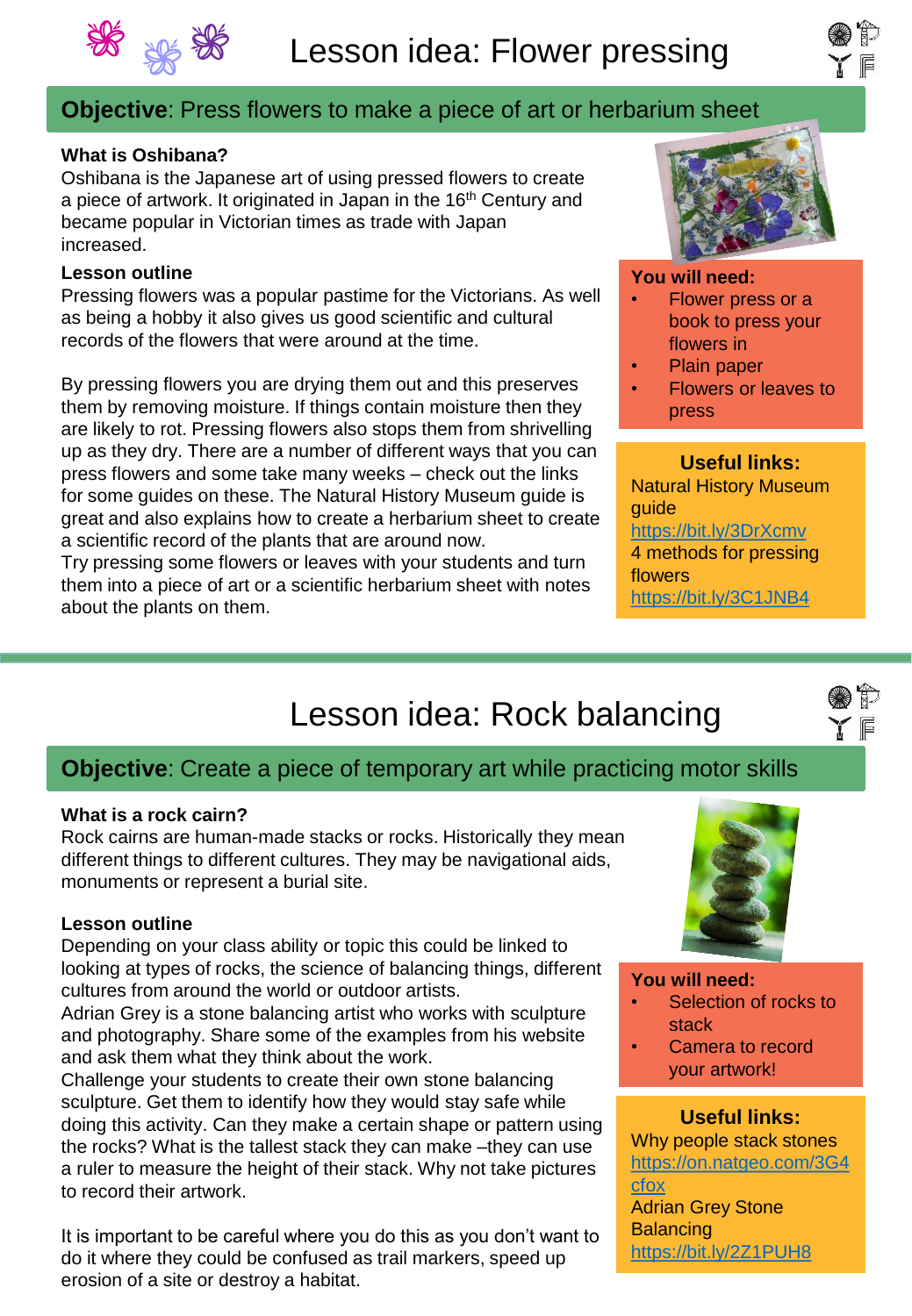# Lesson idea: Flower pressing

**Objective**: Press flowers to make a piece of art or herbarium sheet

**What is Oshibana?**

Oshibana is the Japanese art of using pressed flowers to create a piece of artwork. It originated in Japan in the 16th Century and became popular in Victorian times as trade with Japan increased.

**Lesson outline**

Pressing flowers was a popular pastime for the Victorians. As well as being a hobby it also gives us good scientific and cultural records of the flowers that were around at the time.

By pressing flowers you are drying them out and this preserves them by removing moisture. If things contain moisture then they are likely to rot. Pressing flowers also stops them from shrivelling up as they dry. There are a number of different ways that you can press flowers and some take many weeks – check out the links for some guides on these. The Natural History Museum guide is great and also explains how to create a herbarium sheet to create a scientific record of the plants that are around now.
Try pressing some flowers or leaves with your students and turn them into a piece of art or a scientific herbarium sheet with notes about the plants on them.

**You will need:**

- Flower press or a book to press your flowers in
- Plain paper
- Flowers or leaves to press

**Useful links:**

Natural History Museum guide
https://bit.ly/3DrXcmv
4 methods for pressing flowers
https://bit.ly/3C1JNB4

# Lesson idea: Rock balancing

**Objective**: Create a piece of temporary art while practicing motor skills

**What is a rock cairn?**

Rock cairns are human-made stacks or rocks. Historically they mean different things to different cultures. They may be navigational aids, monuments or represent a burial site.

**Lesson outline**

Depending on your class ability or topic this could be linked to looking at types of rocks, the science of balancing things, different cultures from around the world or outdoor artists.
Adrian Grey is a stone balancing artist who works with sculpture and photography. Share some of the examples from his website and ask them what they think about the work.
Challenge your students to create their own stone balancing sculpture. Get them to identify how they would stay safe while doing this activity. Can they make a certain shape or pattern using the rocks? What is the tallest stack they can make –they can use a ruler to measure the height of their stack. Why not take pictures to record their artwork.

It is important to be careful where you do this as you don't want to do it where they could be confused as trail markers, speed up erosion of a site or destroy a habitat.

**You will need:**

- Selection of rocks to stack
- Camera to record your artwork!

**Useful links:**

Why people stack stones
https://on.natgeo.com/3G4cfox
Adrian Grey Stone Balancing
https://bit.ly/2Z1PUH8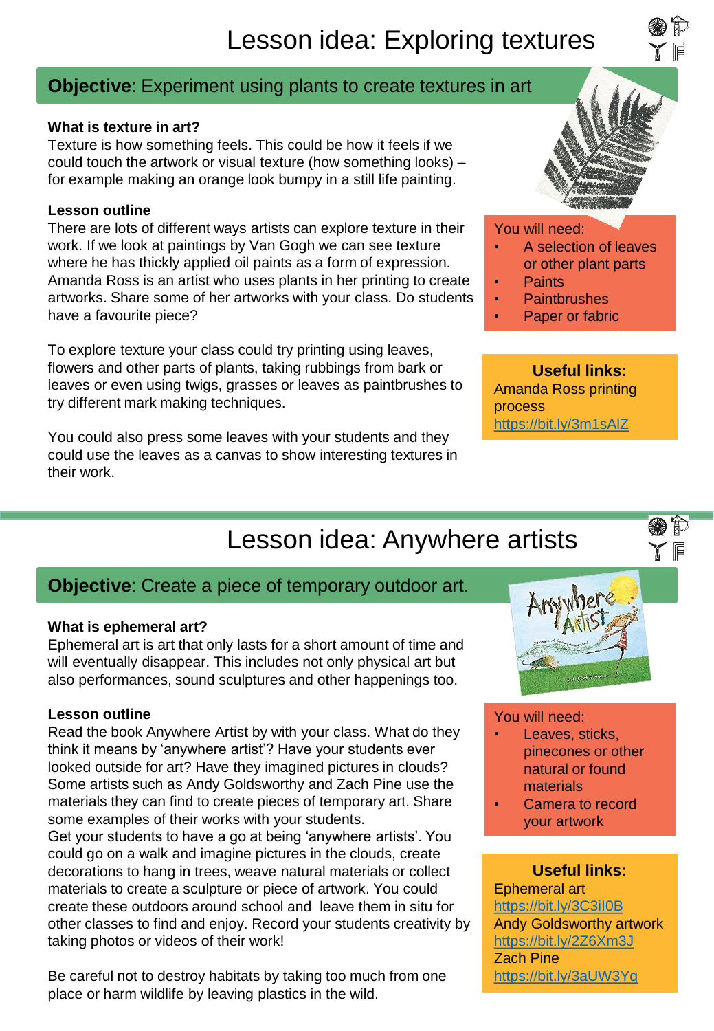# Lesson idea: Exploring textures

**Objective**: Experiment using plants to create textures in art

### What is texture in art?

Texture is how something feels. This could be how it feels if we could touch the artwork or visual texture (how something looks) – for example making an orange look bumpy in a still life painting.

### Lesson outline

There are lots of different ways artists can explore texture in their work. If we look at paintings by Van Gogh we can see texture where he has thickly applied oil paints as a form of expression. Amanda Ross is an artist who uses plants in her printing to create artworks. Share some of her artworks with your class. Do students have a favourite piece?

To explore texture your class could try printing using leaves, flowers and other parts of plants, taking rubbings from bark or leaves or even using twigs, grasses or leaves as paintbrushes to try different mark making techniques.

You could also press some leaves with your students and they could use the leaves as a canvas to show interesting textures in their work.

You will need:

- A selection of leaves or other plant parts
- Paints
- Paintbrushes
- Paper or fabric

**Useful links:**

Amanda Ross printing process
https://bit.ly/3m1sAlZ

# Lesson idea: Anywhere artists

**Objective**: Create a piece of temporary outdoor art.

### What is ephemeral art?

Ephemeral art is art that only lasts for a short amount of time and will eventually disappear. This includes not only physical art but also performances, sound sculptures and other happenings too.

### Lesson outline

Read the book Anywhere Artist by with your class. What do they think it means by 'anywhere artist'? Have your students ever looked outside for art? Have they imagined pictures in clouds? Some artists such as Andy Goldsworthy and Zach Pine use the materials they can find to create pieces of temporary art. Share some examples of their works with your students.
Get your students to have a go at being 'anywhere artists'. You could go on a walk and imagine pictures in the clouds, create decorations to hang in trees, weave natural materials or collect materials to create a sculpture or piece of artwork. You could create these outdoors around school and leave them in situ for other classes to find and enjoy. Record your students creativity by taking photos or videos of their work!

Be careful not to destroy habitats by taking too much from one place or harm wildlife by leaving plastics in the wild.

You will need:

- Leaves, sticks, pinecones or other natural or found materials
- Camera to record your artwork

**Useful links:**

Ephemeral art
https://bit.ly/3C3iI0B
Andy Goldsworthy artwork
https://bit.ly/2Z6Xm3J
Zach Pine
https://bit.ly/3aUW3Yq